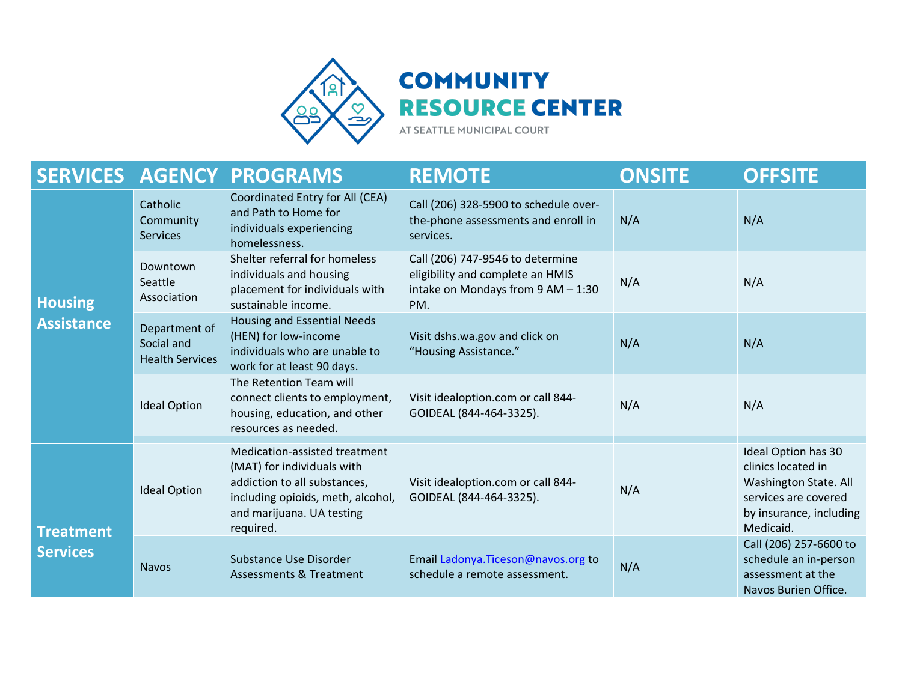# COMMUNITY RESOURCE CENTER

AT SEATTLE MUNICIPAL COURT

| SERVICES | AGENCY | PROGRAMS | REMOTE | ONSITE | OFFSITE |
|---|---|---|---|---|---|
| **Housing Assistance** | Catholic Community Services | Coordinated Entry for All (CEA) and Path to Home for individuals experiencing homelessness. | Call (206) 328-5900 to schedule over-the-phone assessments and enroll in services. | N/A | N/A |
| | Downtown Seattle Association | Shelter referral for homeless individuals and housing placement for individuals with sustainable income. | Call (206) 747-9546 to determine eligibility and complete an HMIS intake on Mondays from 9 AM – 1:30 PM. | N/A | N/A |
| | Department of Social and Health Services | Housing and Essential Needs (HEN) for low-income individuals who are unable to work for at least 90 days. | Visit dshs.wa.gov and click on "Housing Assistance." | N/A | N/A |
| | Ideal Option | The Retention Team will connect clients to employment, housing, education, and other resources as needed. | Visit idealoption.com or call 844-GOIDEAL (844-464-3325). | N/A | N/A |
| **Treatment Services** | Ideal Option | Medication-assisted treatment (MAT) for individuals with addiction to all substances, including opioids, meth, alcohol, and marijuana. UA testing required. | Visit idealoption.com or call 844-GOIDEAL (844-464-3325). | N/A | Ideal Option has 30 clinics located in Washington State. All services are covered by insurance, including Medicaid. |
| | Navos | Substance Use Disorder Assessments & Treatment | Email Ladonya.Ticeson@navos.org to schedule a remote assessment. | N/A | Call (206) 257-6600 to schedule an in-person assessment at the Navos Burien Office. |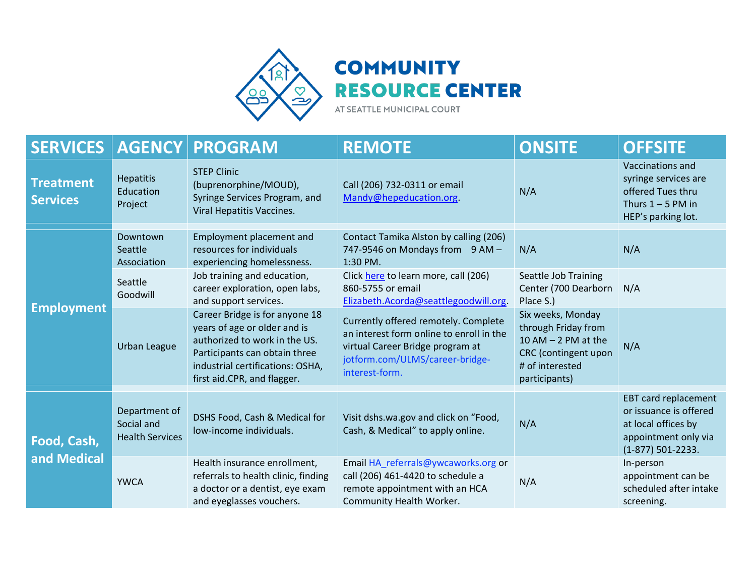# COMMUNITY RESOURCE CENTER

AT SEATTLE MUNICIPAL COURT

| SERVICES | AGENCY | PROGRAM | REMOTE | ONSITE | OFFSITE |
|---|---|---|---|---|---|
| **Treatment Services** | Hepatitis Education Project | STEP Clinic (buprenorphine/MOUD), Syringe Services Program, and Viral Hepatitis Vaccines. | Call (206) 732-0311 or email Mandy@hepeducation.org. | N/A | Vaccinations and syringe services are offered Tues thru Thurs 1 – 5 PM in HEP's parking lot. |
| **Employment** | Downtown Seattle Association | Employment placement and resources for individuals experiencing homelessness. | Contact Tamika Alston by calling (206) 747-9546 on Mondays from 9 AM – 1:30 PM. | N/A | N/A |
| | Seattle Goodwill | Job training and education, career exploration, open labs, and support services. | Click here to learn more, call (206) 860-5755 or email Elizabeth.Acorda@seattlegoodwill.org. | Seattle Job Training Center (700 Dearborn Place S.) | N/A |
| | Urban League | Career Bridge is for anyone 18 years of age or older and is authorized to work in the US. Participants can obtain three industrial certifications: OSHA, first aid.CPR, and flagger. | Currently offered remotely. Complete an interest form online to enroll in the virtual Career Bridge program at jotform.com/ULMS/career-bridge-interest-form. | Six weeks, Monday through Friday from 10 AM – 2 PM at the CRC (contingent upon # of interested participants) | N/A |
| **Food, Cash, and Medical** | Department of Social and Health Services | DSHS Food, Cash & Medical for low-income individuals. | Visit dshs.wa.gov and click on "Food, Cash, & Medical" to apply online. | N/A | EBT card replacement or issuance is offered at local offices by appointment only via (1-877) 501-2233. |
| | YWCA | Health insurance enrollment, referrals to health clinic, finding a doctor or a dentist, eye exam and eyeglasses vouchers. | Email HA_referrals@ywcaworks.org or call (206) 461-4420 to schedule a remote appointment with an HCA Community Health Worker. | N/A | In-person appointment can be scheduled after intake screening. |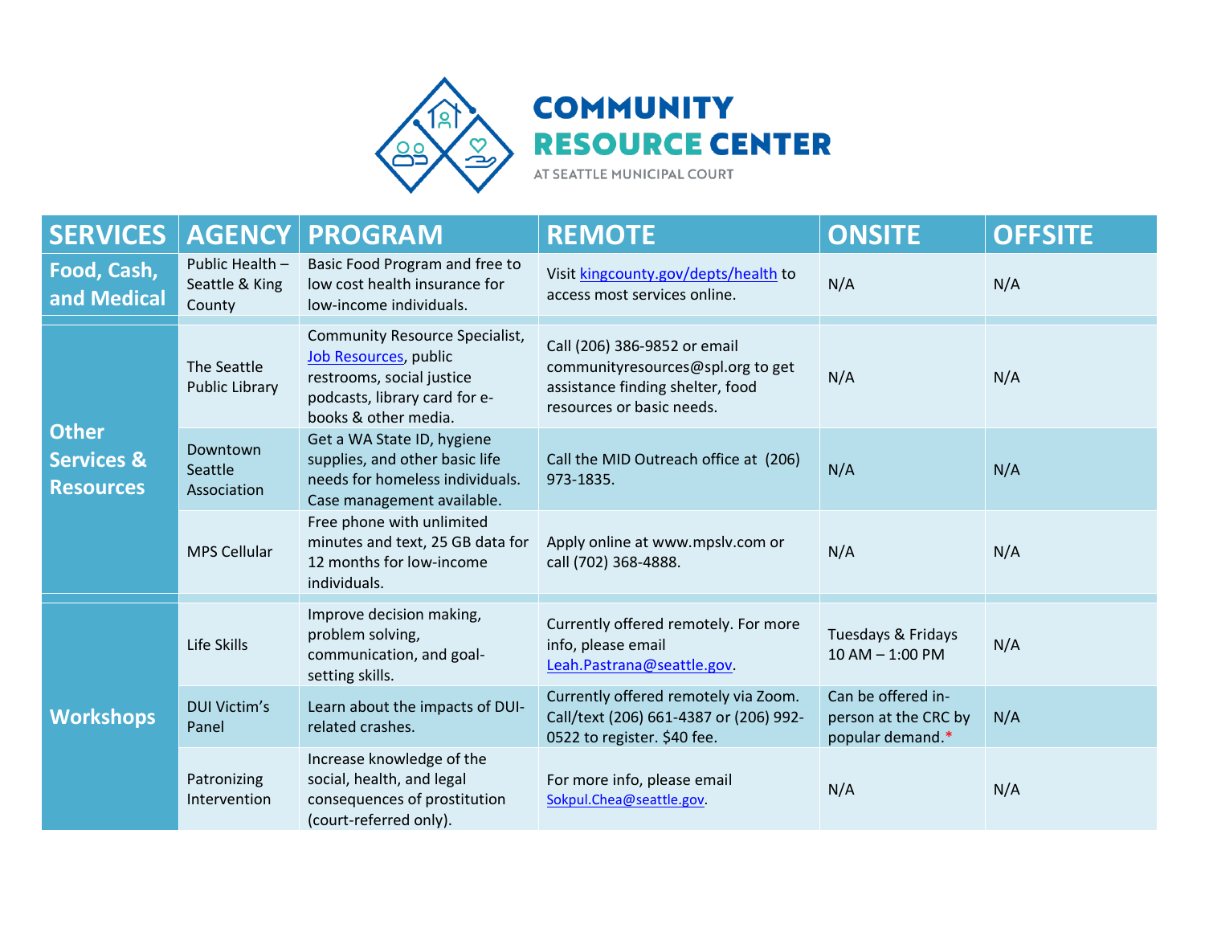# COMMUNITY RESOURCE CENTER

AT SEATTLE MUNICIPAL COURT

| SERVICES | AGENCY | PROGRAM | REMOTE | ONSITE | OFFSITE |
|---|---|---|---|---|---|
| **Food, Cash, and Medical** | Public Health – Seattle & King County | Basic Food Program and free to low cost health insurance for low-income individuals. | Visit kingcounty.gov/depts/health to access most services online. | N/A | N/A |
| **Other Services & Resources** | The Seattle Public Library | Community Resource Specialist, Job Resources, public restrooms, social justice podcasts, library card for e-books & other media. | Call (206) 386-9852 or email communityresources@spl.org to get assistance finding shelter, food resources or basic needs. | N/A | N/A |
| | Downtown Seattle Association | Get a WA State ID, hygiene supplies, and other basic life needs for homeless individuals. Case management available. | Call the MID Outreach office at (206) 973-1835. | N/A | N/A |
| | MPS Cellular | Free phone with unlimited minutes and text, 25 GB data for 12 months for low-income individuals. | Apply online at www.mpslv.com or call (702) 368-4888. | N/A | N/A |
| **Workshops** | Life Skills | Improve decision making, problem solving, communication, and goal-setting skills. | Currently offered remotely. For more info, please email Leah.Pastrana@seattle.gov. | Tuesdays & Fridays 10 AM – 1:00 PM | N/A |
| | DUI Victim's Panel | Learn about the impacts of DUI-related crashes. | Currently offered remotely via Zoom. Call/text (206) 661-4387 or (206) 992-0522 to register. $40 fee. | Can be offered in-person at the CRC by popular demand.* | N/A |
| | Patronizing Intervention | Increase knowledge of the social, health, and legal consequences of prostitution (court-referred only). | For more info, please email Sokpul.Chea@seattle.gov. | N/A | N/A |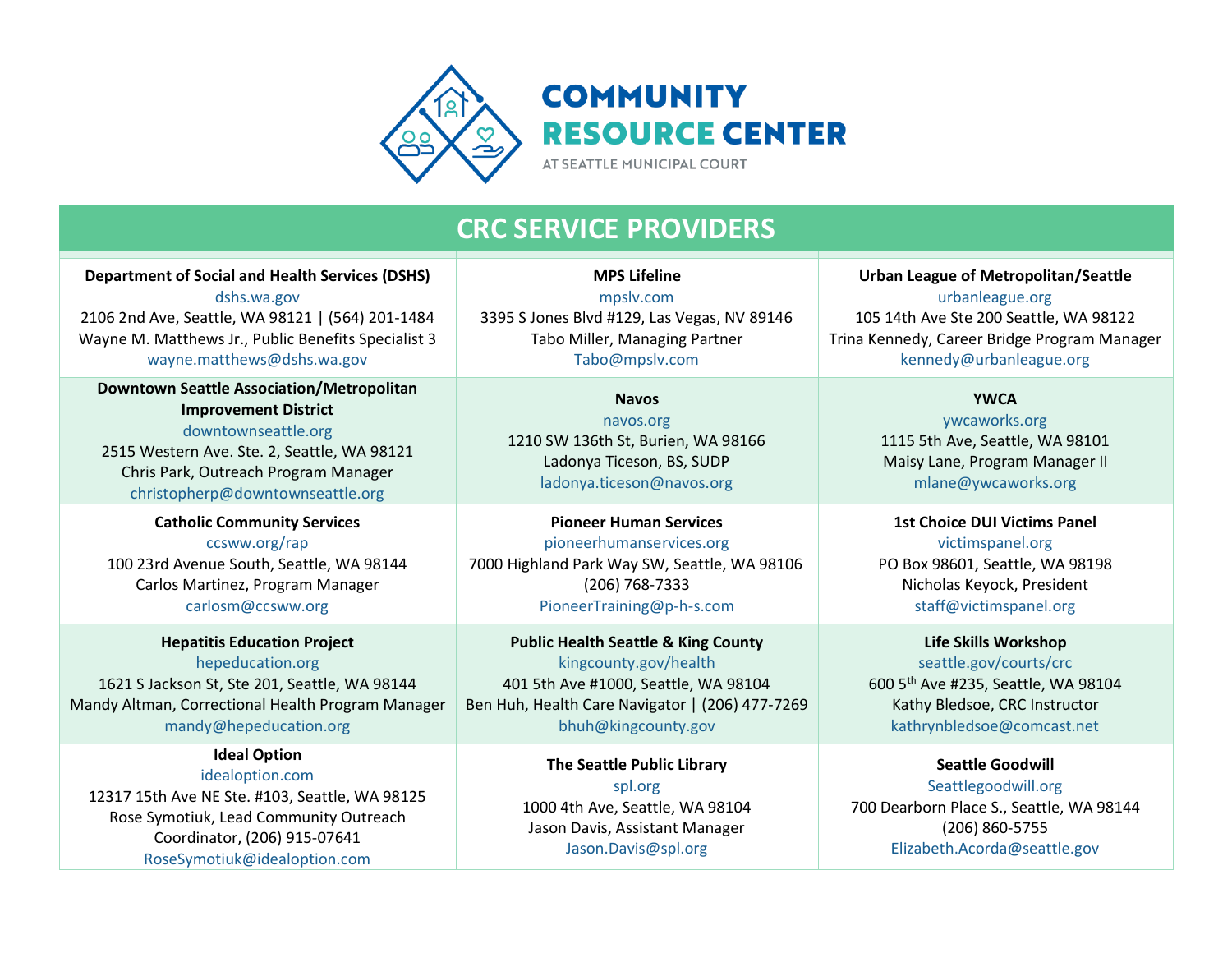COMMUNITY RESOURCE CENTER

AT SEATTLE MUNICIPAL COURT

# CRC SERVICE PROVIDERS

| | | |
|---|---|---|
| **Department of Social and Health Services (DSHS)**<br>dshs.wa.gov<br>2106 2nd Ave, Seattle, WA 98121 \| (564) 201-1484<br>Wayne M. Matthews Jr., Public Benefits Specialist 3<br>wayne.matthews@dshs.wa.gov | **MPS Lifeline**<br>mpslv.com<br>3395 S Jones Blvd #129, Las Vegas, NV 89146<br>Tabo Miller, Managing Partner<br>Tabo@mpslv.com | **Urban League of Metropolitan/Seattle**<br>urbanleague.org<br>105 14th Ave Ste 200 Seattle, WA 98122<br>Trina Kennedy, Career Bridge Program Manager<br>kennedy@urbanleague.org |
| **Downtown Seattle Association/Metropolitan Improvement District**<br>downtownseattle.org<br>2515 Western Ave. Ste. 2, Seattle, WA 98121<br>Chris Park, Outreach Program Manager<br>christopherp@downtownseattle.org | **Navos**<br>navos.org<br>1210 SW 136th St, Burien, WA 98166<br>Ladonya Ticeson, BS, SUDP<br>ladonya.ticeson@navos.org | **YWCA**<br>ywcaworks.org<br>1115 5th Ave, Seattle, WA 98101<br>Maisy Lane, Program Manager II<br>mlane@ywcaworks.org |
| **Catholic Community Services**<br>ccsww.org/rap<br>100 23rd Avenue South, Seattle, WA 98144<br>Carlos Martinez, Program Manager<br>carlosm@ccsww.org | **Pioneer Human Services**<br>pioneerhumanservices.org<br>7000 Highland Park Way SW, Seattle, WA 98106<br>(206) 768-7333<br>PioneerTraining@p-h-s.com | **1st Choice DUI Victims Panel**<br>victimspanel.org<br>PO Box 98601, Seattle, WA 98198<br>Nicholas Keyock, President<br>staff@victimspanel.org |
| **Hepatitis Education Project**<br>hepeducation.org<br>1621 S Jackson St, Ste 201, Seattle, WA 98144<br>Mandy Altman, Correctional Health Program Manager<br>mandy@hepeducation.org | **Public Health Seattle & King County**<br>kingcounty.gov/health<br>401 5th Ave #1000, Seattle, WA 98104<br>Ben Huh, Health Care Navigator \| (206) 477-7269<br>bhuh@kingcounty.gov | **Life Skills Workshop**<br>seattle.gov/courts/crc<br>600 5th Ave #235, Seattle, WA 98104<br>Kathy Bledsoe, CRC Instructor<br>kathrynbledsoe@comcast.net |
| **Ideal Option**<br>idealoption.com<br>12317 15th Ave NE Ste. #103, Seattle, WA 98125<br>Rose Symotiuk, Lead Community Outreach Coordinator, (206) 915-07641<br>RoseSymotiuk@idealoption.com | **The Seattle Public Library**<br>spl.org<br>1000 4th Ave, Seattle, WA 98104<br>Jason Davis, Assistant Manager<br>Jason.Davis@spl.org | **Seattle Goodwill**<br>Seattlegoodwill.org<br>700 Dearborn Place S., Seattle, WA 98144<br>(206) 860-5755<br>Elizabeth.Acorda@seattle.gov |